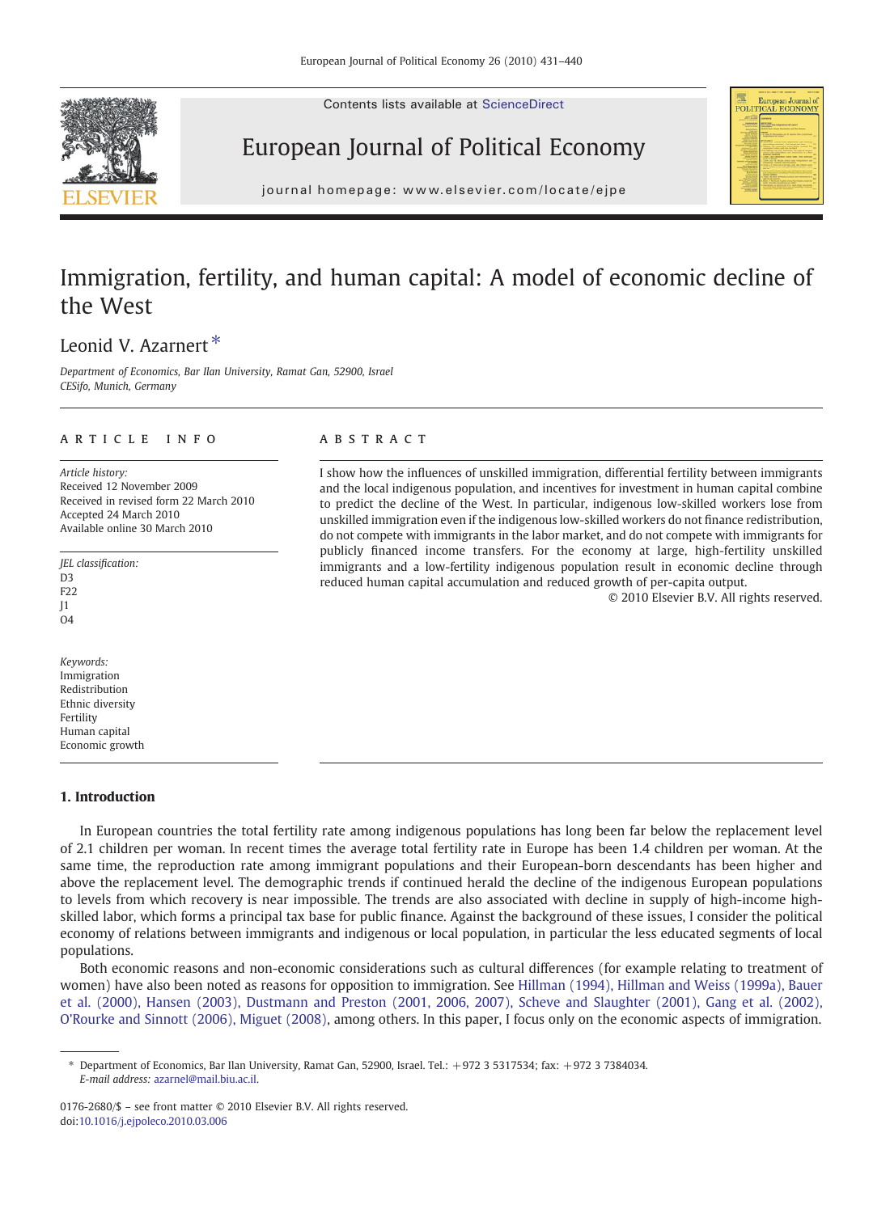Contents lists available at ScienceDirect

European Journal of Political Economy

journal homepage: www.elsevier.com/locate/ejpe

# Immigration, fertility, and human capital: A model of economic decline of the West

Leonid V. Azarnert *

*Department of Economics, Bar Ilan University, Ramat Gan, 52900, Israel*
*CESifo, Munich, Germany*

## ARTICLE INFO

*Article history:*
Received 12 November 2009
Received in revised form 22 March 2010
Accepted 24 March 2010
Available online 30 March 2010

*JEL classification:*
D3
F22
J1
O4

*Keywords:*
Immigration
Redistribution
Ethnic diversity
Fertility
Human capital
Economic growth

## ABSTRACT

I show how the influences of unskilled immigration, differential fertility between immigrants and the local indigenous population, and incentives for investment in human capital combine to predict the decline of the West. In particular, indigenous low-skilled workers lose from unskilled immigration even if the indigenous low-skilled workers do not finance redistribution, do not compete with immigrants in the labor market, and do not compete with immigrants for publicly financed income transfers. For the economy at large, high-fertility unskilled immigrants and a low-fertility indigenous population result in economic decline through reduced human capital accumulation and reduced growth of per-capita output.

© 2010 Elsevier B.V. All rights reserved.

## 1. Introduction

In European countries the total fertility rate among indigenous populations has long been far below the replacement level of 2.1 children per woman. In recent times the average total fertility rate in Europe has been 1.4 children per woman. At the same time, the reproduction rate among immigrant populations and their European-born descendants has been higher and above the replacement level. The demographic trends if continued herald the decline of the indigenous European populations to levels from which recovery is near impossible. The trends are also associated with decline in supply of high-income high-skilled labor, which forms a principal tax base for public finance. Against the background of these issues, I consider the political economy of relations between immigrants and indigenous or local population, in particular the less educated segments of local populations.

Both economic reasons and non-economic considerations such as cultural differences (for example relating to treatment of women) have also been noted as reasons for opposition to immigration. See Hillman (1994), Hillman and Weiss (1999a), Bauer et al. (2000), Hansen (2003), Dustmann and Preston (2001, 2006, 2007), Scheve and Slaughter (2001), Gang et al. (2002), O'Rourke and Sinnott (2006), Miguet (2008), among others. In this paper, I focus only on the economic aspects of immigration.

---

* Department of Economics, Bar Ilan University, Ramat Gan, 52900, Israel. Tel.: +972 3 5317534; fax: +972 3 7384034.
*E-mail address:* azarnel@mail.biu.ac.il.

0176-2680/$ – see front matter © 2010 Elsevier B.V. All rights reserved.
doi:10.1016/j.ejpoleco.2010.03.006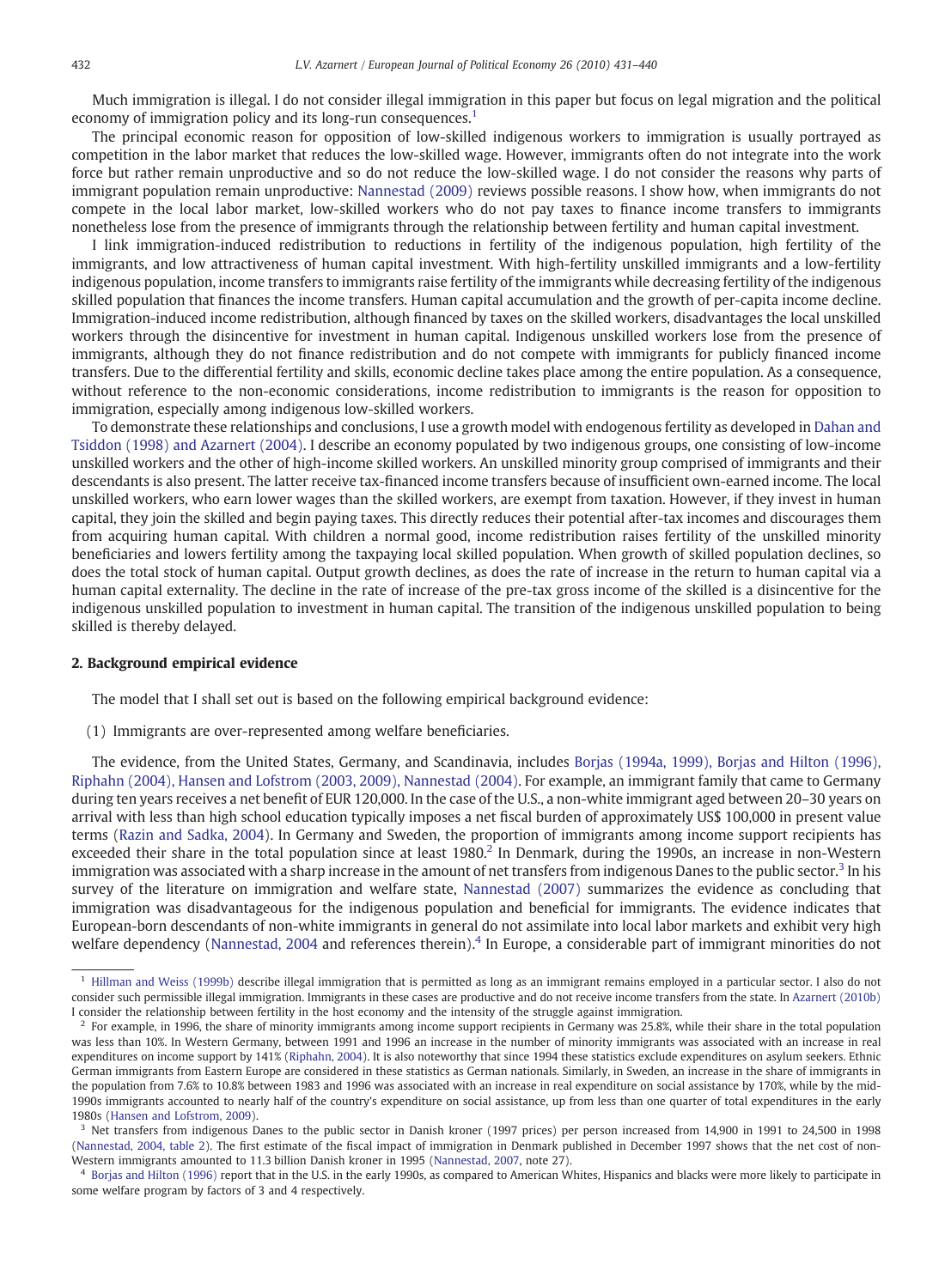Much immigration is illegal. I do not consider illegal immigration in this paper but focus on legal migration and the political economy of immigration policy and its long-run consequences.[1]

The principal economic reason for opposition of low-skilled indigenous workers to immigration is usually portrayed as competition in the labor market that reduces the low-skilled wage. However, immigrants often do not integrate into the work force but rather remain unproductive and so do not reduce the low-skilled wage. I do not consider the reasons why parts of immigrant population remain unproductive: Nannestad (2009) reviews possible reasons. I show how, when immigrants do not compete in the local labor market, low-skilled workers who do not pay taxes to finance income transfers to immigrants nonetheless lose from the presence of immigrants through the relationship between fertility and human capital investment.

I link immigration-induced redistribution to reductions in fertility of the indigenous population, high fertility of the immigrants, and low attractiveness of human capital investment. With high-fertility unskilled immigrants and a low-fertility indigenous population, income transfers to immigrants raise fertility of the immigrants while decreasing fertility of the indigenous skilled population that finances the income transfers. Human capital accumulation and the growth of per-capita income decline. Immigration-induced income redistribution, although financed by taxes on the skilled workers, disadvantages the local unskilled workers through the disincentive for investment in human capital. Indigenous unskilled workers lose from the presence of immigrants, although they do not finance redistribution and do not compete with immigrants for publicly financed income transfers. Due to the differential fertility and skills, economic decline takes place among the entire population. As a consequence, without reference to the non-economic considerations, income redistribution to immigrants is the reason for opposition to immigration, especially among indigenous low-skilled workers.

To demonstrate these relationships and conclusions, I use a growth model with endogenous fertility as developed in Dahan and Tsiddon (1998) and Azarnert (2004). I describe an economy populated by two indigenous groups, one consisting of low-income unskilled workers and the other of high-income skilled workers. An unskilled minority group comprised of immigrants and their descendants is also present. The latter receive tax-financed income transfers because of insufficient own-earned income. The local unskilled workers, who earn lower wages than the skilled workers, are exempt from taxation. However, if they invest in human capital, they join the skilled and begin paying taxes. This directly reduces their potential after-tax incomes and discourages them from acquiring human capital. With children a normal good, income redistribution raises fertility of the unskilled minority beneficiaries and lowers fertility among the taxpaying local skilled population. When growth of skilled population declines, so does the total stock of human capital. Output growth declines, as does the rate of increase in the return to human capital via a human capital externality. The decline in the rate of increase of the pre-tax gross income of the skilled is a disincentive for the indigenous unskilled population to investment in human capital. The transition of the indigenous unskilled population to being skilled is thereby delayed.

## 2. Background empirical evidence

The model that I shall set out is based on the following empirical background evidence:

(1) Immigrants are over-represented among welfare beneficiaries.

The evidence, from the United States, Germany, and Scandinavia, includes Borjas (1994a, 1999), Borjas and Hilton (1996), Riphahn (2004), Hansen and Lofstrom (2003, 2009), Nannestad (2004). For example, an immigrant family that came to Germany during ten years receives a net benefit of EUR 120,000. In the case of the U.S., a non-white immigrant aged between 20–30 years on arrival with less than high school education typically imposes a net fiscal burden of approximately US$ 100,000 in present value terms (Razin and Sadka, 2004). In Germany and Sweden, the proportion of immigrants among income support recipients has exceeded their share in the total population since at least 1980.[2] In Denmark, during the 1990s, an increase in non-Western immigration was associated with a sharp increase in the amount of net transfers from indigenous Danes to the public sector.[3] In his survey of the literature on immigration and welfare state, Nannestad (2007) summarizes the evidence as concluding that immigration was disadvantageous for the indigenous population and beneficial for immigrants. The evidence indicates that European-born descendants of non-white immigrants in general do not assimilate into local labor markets and exhibit very high welfare dependency (Nannestad, 2004 and references therein).[4] In Europe, a considerable part of immigrant minorities do not

[1] Hillman and Weiss (1999b) describe illegal immigration that is permitted as long as an immigrant remains employed in a particular sector. I also do not consider such permissible illegal immigration. Immigrants in these cases are productive and do not receive income transfers from the state. In Azarnert (2010b) I consider the relationship between fertility in the host economy and the intensity of the struggle against immigration.

[2] For example, in 1996, the share of minority immigrants among income support recipients in Germany was 25.8%, while their share in the total population was less than 10%. In Western Germany, between 1991 and 1996 an increase in the number of minority immigrants was associated with an increase in real expenditures on income support by 141% (Riphahn, 2004). It is also noteworthy that since 1994 these statistics exclude expenditures on asylum seekers. Ethnic German immigrants from Eastern Europe are considered in these statistics as German nationals. Similarly, in Sweden, an increase in the share of immigrants in the population from 7.6% to 10.8% between 1983 and 1996 was associated with an increase in real expenditure on social assistance by 170%, while by the mid-1990s immigrants accounted to nearly half of the country's expenditure on social assistance, up from less than one quarter of total expenditures in the early 1980s (Hansen and Lofstrom, 2009).

[3] Net transfers from indigenous Danes to the public sector in Danish kroner (1997 prices) per person increased from 14,900 in 1991 to 24,500 in 1998 (Nannestad, 2004, table 2). The first estimate of the fiscal impact of immigration in Denmark published in December 1997 shows that the net cost of non-Western immigrants amounted to 11.3 billion Danish kroner in 1995 (Nannestad, 2007, note 27).

[4] Borjas and Hilton (1996) report that in the U.S. in the early 1990s, as compared to American Whites, Hispanics and blacks were more likely to participate in some welfare program by factors of 3 and 4 respectively.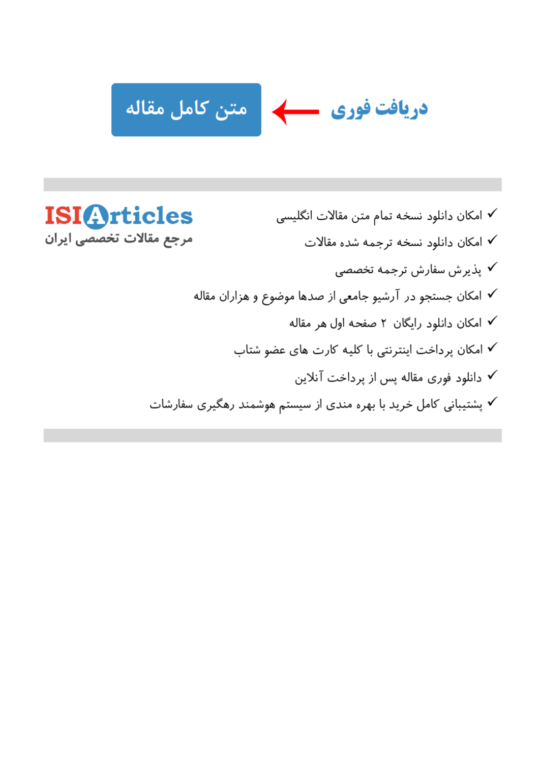دریافت فوری ← **متن کامل مقاله**

**ISIArticles**
مرجع مقالات تخصصی ایران

- ✓ امکان دانلود نسخه تمام متن مقالات انگلیسی
- ✓ امکان دانلود نسخه ترجمه شده مقالات
- ✓ پذیرش سفارش ترجمه تخصصی
- ✓ امکان جستجو در آرشیو جامعی از صدها موضوع و هزاران مقاله
- ✓ امکان دانلود رایگان ۲ صفحه اول هر مقاله
- ✓ امکان پرداخت اینترنتی با کلیه کارت های عضو شتاب
- ✓ دانلود فوری مقاله پس از پرداخت آنلاین
- ✓ پشتیبانی کامل خرید با بهره مندی از سیستم هوشمند رهگیری سفارشات